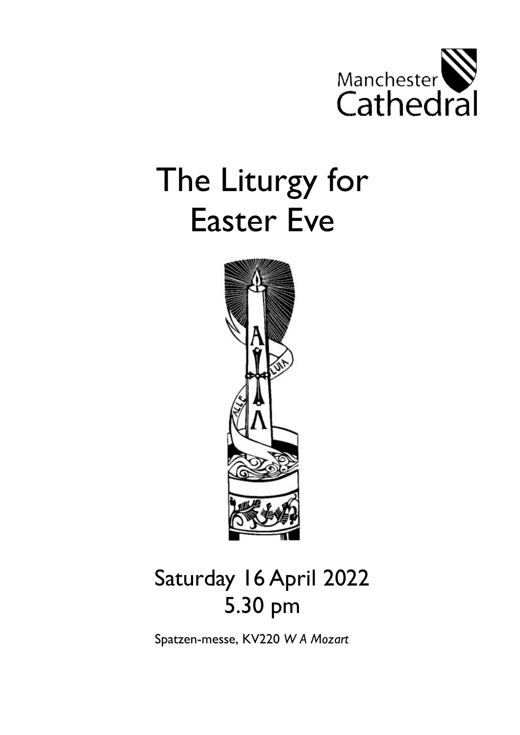Manchester Cathedral

# The Liturgy for Easter Eve

## Saturday 16 April 2022
## 5.30 pm

Spatzen-messe, KV220 *W A Mozart*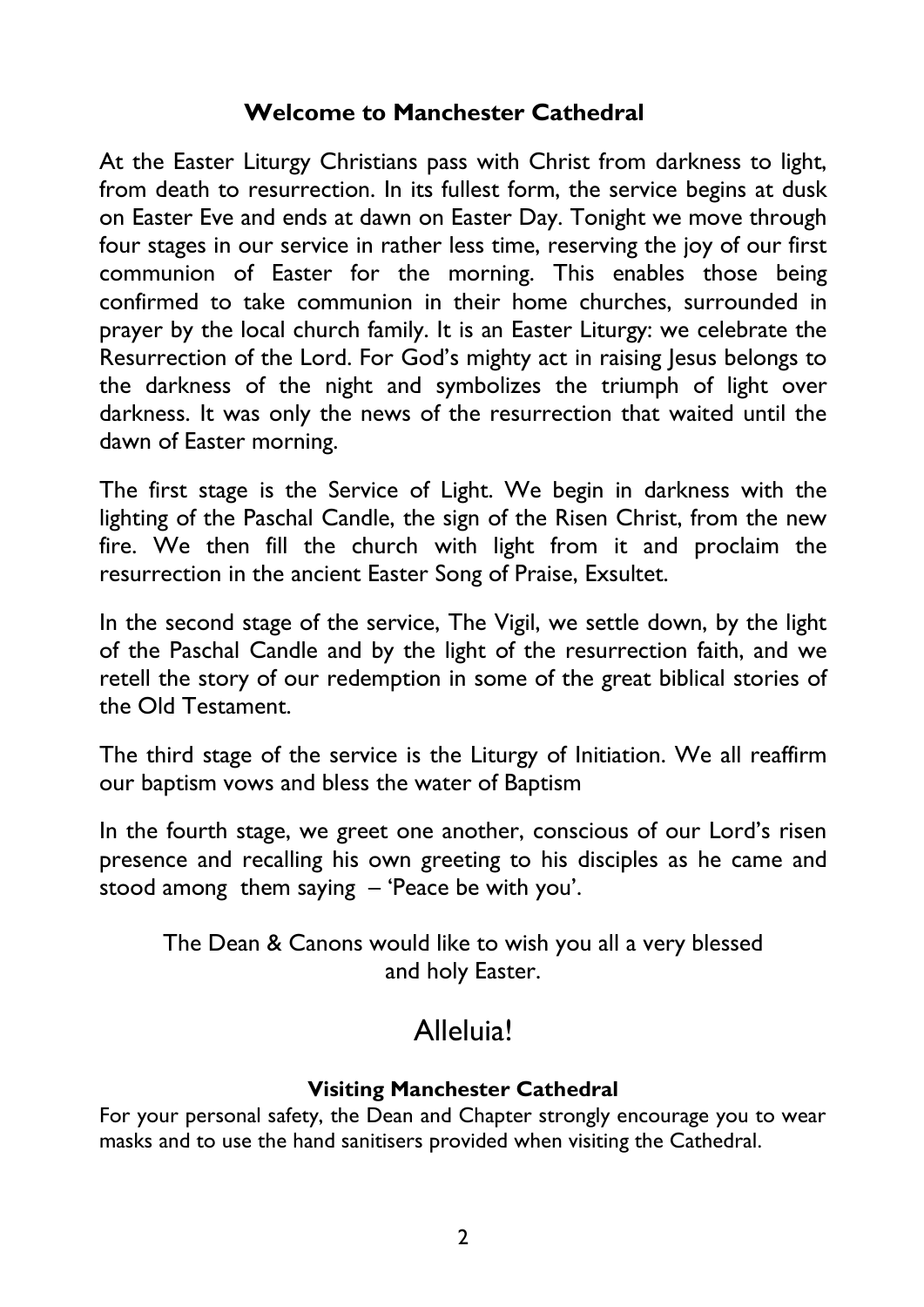## Welcome to Manchester Cathedral

At the Easter Liturgy Christians pass with Christ from darkness to light, from death to resurrection. In its fullest form, the service begins at dusk on Easter Eve and ends at dawn on Easter Day. Tonight we move through four stages in our service in rather less time, reserving the joy of our first communion of Easter for the morning. This enables those being confirmed to take communion in their home churches, surrounded in prayer by the local church family. It is an Easter Liturgy: we celebrate the Resurrection of the Lord. For God's mighty act in raising Jesus belongs to the darkness of the night and symbolizes the triumph of light over darkness. It was only the news of the resurrection that waited until the dawn of Easter morning.

The first stage is the Service of Light. We begin in darkness with the lighting of the Paschal Candle, the sign of the Risen Christ, from the new fire. We then fill the church with light from it and proclaim the resurrection in the ancient Easter Song of Praise, Exsultet.

In the second stage of the service, The Vigil, we settle down, by the light of the Paschal Candle and by the light of the resurrection faith, and we retell the story of our redemption in some of the great biblical stories of the Old Testament.

The third stage of the service is the Liturgy of Initiation. We all reaffirm our baptism vows and bless the water of Baptism

In the fourth stage, we greet one another, conscious of our Lord's risen presence and recalling his own greeting to his disciples as he came and stood among them saying – 'Peace be with you'.

The Dean & Canons would like to wish you all a very blessed and holy Easter.

# Alleluia!

**Visiting Manchester Cathedral**

For your personal safety, the Dean and Chapter strongly encourage you to wear masks and to use the hand sanitisers provided when visiting the Cathedral.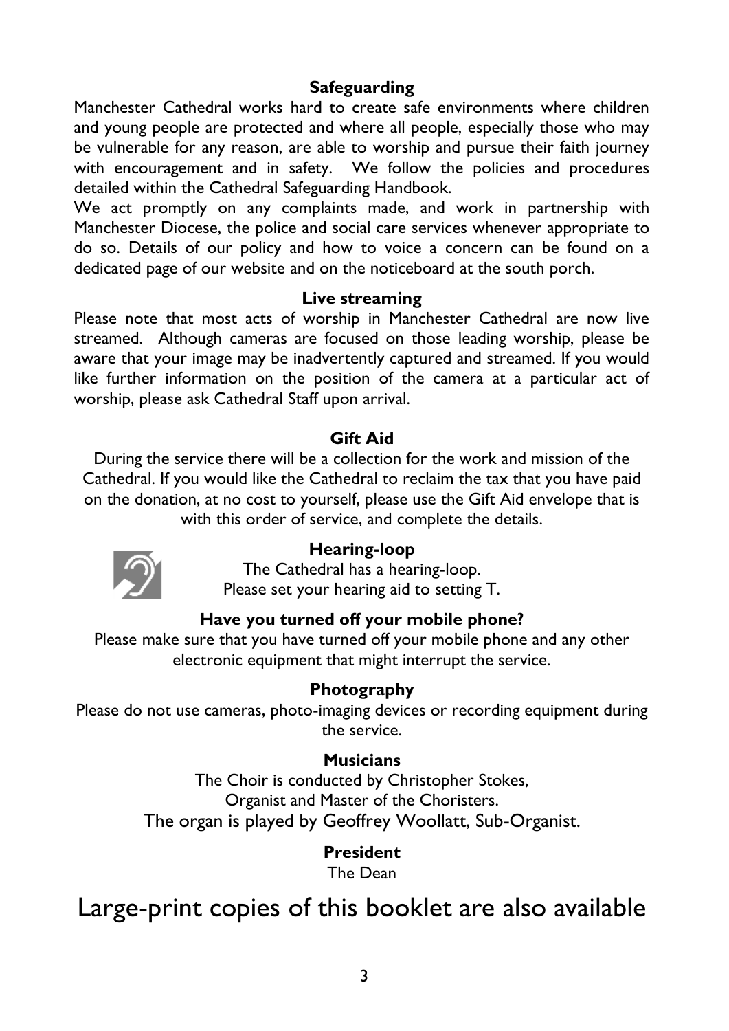### Safeguarding

Manchester Cathedral works hard to create safe environments where children and young people are protected and where all people, especially those who may be vulnerable for any reason, are able to worship and pursue their faith journey with encouragement and in safety. We follow the policies and procedures detailed within the Cathedral Safeguarding Handbook.

We act promptly on any complaints made, and work in partnership with Manchester Diocese, the police and social care services whenever appropriate to do so. Details of our policy and how to voice a concern can be found on a dedicated page of our website and on the noticeboard at the south porch.

### Live streaming

Please note that most acts of worship in Manchester Cathedral are now live streamed. Although cameras are focused on those leading worship, please be aware that your image may be inadvertently captured and streamed. If you would like further information on the position of the camera at a particular act of worship, please ask Cathedral Staff upon arrival.

### Gift Aid

During the service there will be a collection for the work and mission of the Cathedral. If you would like the Cathedral to reclaim the tax that you have paid on the donation, at no cost to yourself, please use the Gift Aid envelope that is with this order of service, and complete the details.

### Hearing-loop

The Cathedral has a hearing-loop.
Please set your hearing aid to setting T.

### Have you turned off your mobile phone?

Please make sure that you have turned off your mobile phone and any other electronic equipment that might interrupt the service.

### Photography

Please do not use cameras, photo-imaging devices or recording equipment during the service.

### Musicians

The Choir is conducted by Christopher Stokes,
Organist and Master of the Choristers.
The organ is played by Geoffrey Woollatt, Sub-Organist.

### President

The Dean

# Large-print copies of this booklet are also available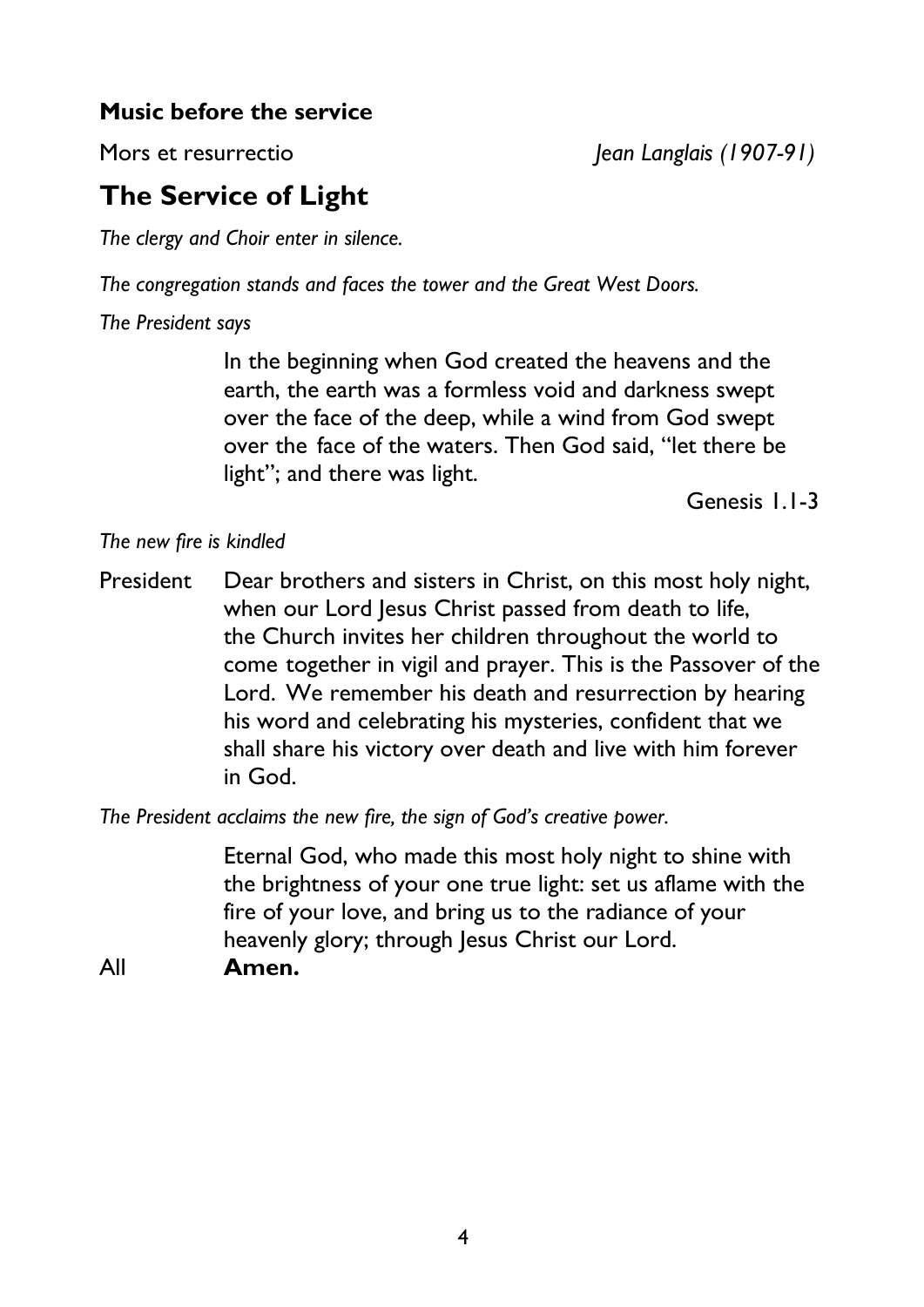**Music before the service**

Mors et resurrectio *Jean Langlais (1907-91)*

## The Service of Light

*The clergy and Choir enter in silence.*

*The congregation stands and faces the tower and the Great West Doors.*

*The President says*

In the beginning when God created the heavens and the earth, the earth was a formless void and darkness swept over the face of the deep, while a wind from God swept over the face of the waters. Then God said, "let there be light"; and there was light.

Genesis 1.1-3

*The new fire is kindled*

President Dear brothers and sisters in Christ, on this most holy night, when our Lord Jesus Christ passed from death to life, the Church invites her children throughout the world to come together in vigil and prayer. This is the Passover of the Lord. We remember his death and resurrection by hearing his word and celebrating his mysteries, confident that we shall share his victory over death and live with him forever in God.

*The President acclaims the new fire, the sign of God's creative power.*

Eternal God, who made this most holy night to shine with the brightness of your one true light: set us aflame with the fire of your love, and bring us to the radiance of your heavenly glory; through Jesus Christ our Lord.

All **Amen.**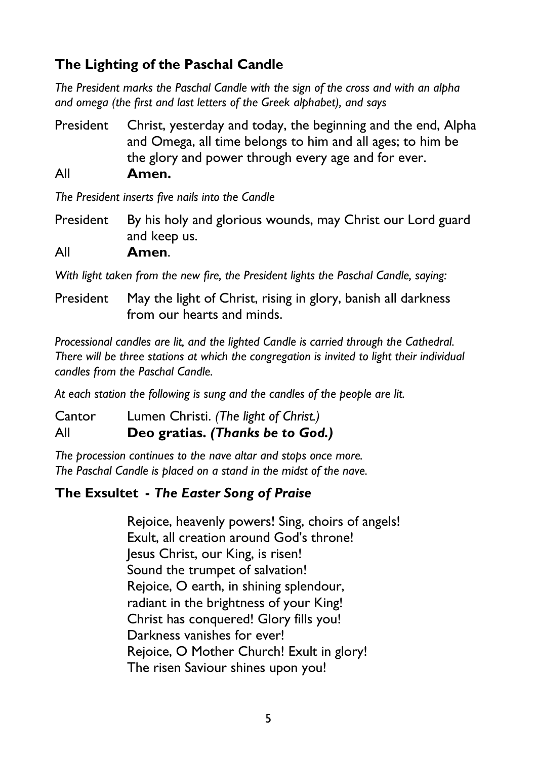## The Lighting of the Paschal Candle

*The President marks the Paschal Candle with the sign of the cross and with an alpha and omega (the first and last letters of the Greek alphabet), and says*

President Christ, yesterday and today, the beginning and the end, Alpha and Omega, all time belongs to him and all ages; to him be the glory and power through every age and for ever.

All **Amen.**

*The President inserts five nails into the Candle*

President By his holy and glorious wounds, may Christ our Lord guard and keep us.

All **Amen**.

*With light taken from the new fire, the President lights the Paschal Candle, saying:*

President May the light of Christ, rising in glory, banish all darkness from our hearts and minds.

*Processional candles are lit, and the lighted Candle is carried through the Cathedral. There will be three stations at which the congregation is invited to light their individual candles from the Paschal Candle.*

*At each station the following is sung and the candles of the people are lit.*

Cantor Lumen Christi. *(The light of Christ.)*

All **Deo gratias. *(Thanks be to God.)***

*The procession continues to the nave altar and stops once more.*
*The Paschal Candle is placed on a stand in the midst of the nave.*

## The Exsultet - *The Easter Song of Praise*

Rejoice, heavenly powers! Sing, choirs of angels!
Exult, all creation around God's throne!
Jesus Christ, our King, is risen!
Sound the trumpet of salvation!
Rejoice, O earth, in shining splendour,
radiant in the brightness of your King!
Christ has conquered! Glory fills you!
Darkness vanishes for ever!
Rejoice, O Mother Church! Exult in glory!
The risen Saviour shines upon you!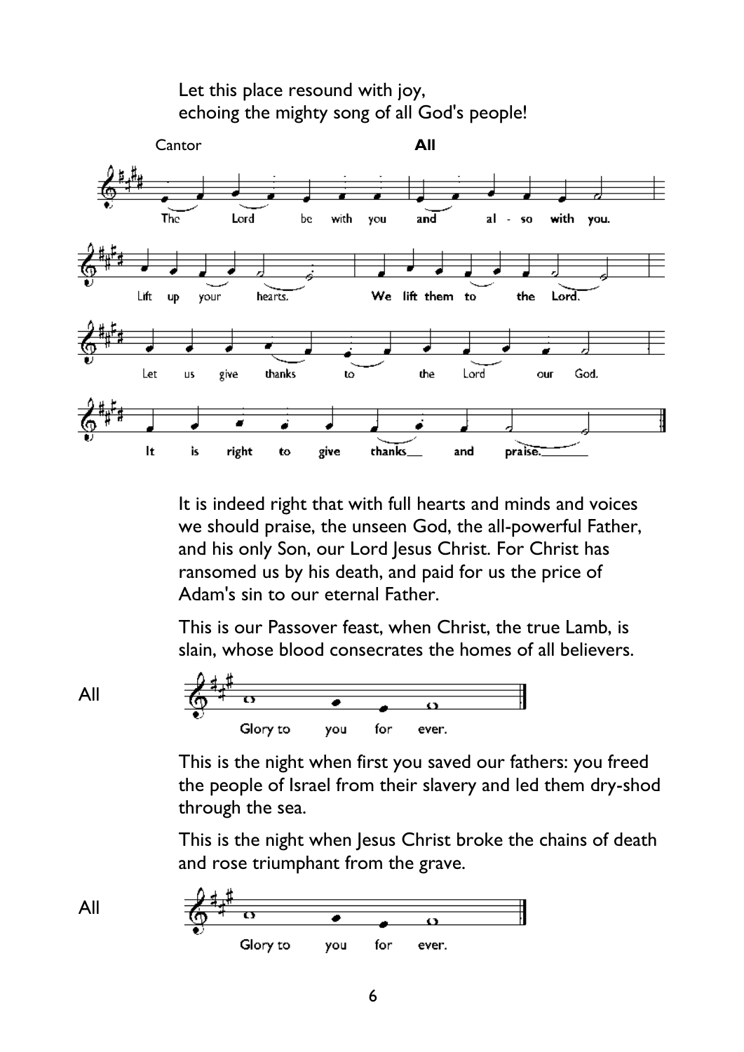Let this place resound with joy,
echoing the mighty song of all God's people!

Cantor — The Lord be with you

**All** — and also with you.

Lift up your hearts.

**We lift them to the Lord.**

Let us give thanks to the Lord our God.

**It is right to give thanks and praise.**

It is indeed right that with full hearts and minds and voices we should praise, the unseen God, the all-powerful Father, and his only Son, our Lord Jesus Christ. For Christ has ransomed us by his death, and paid for us the price of Adam's sin to our eternal Father.

This is our Passover feast, when Christ, the true Lamb, is slain, whose blood consecrates the homes of all believers.

All — Glory to you for ever.

This is the night when first you saved our fathers: you freed the people of Israel from their slavery and led them dry-shod through the sea.

This is the night when Jesus Christ broke the chains of death and rose triumphant from the grave.

All — Glory to you for ever.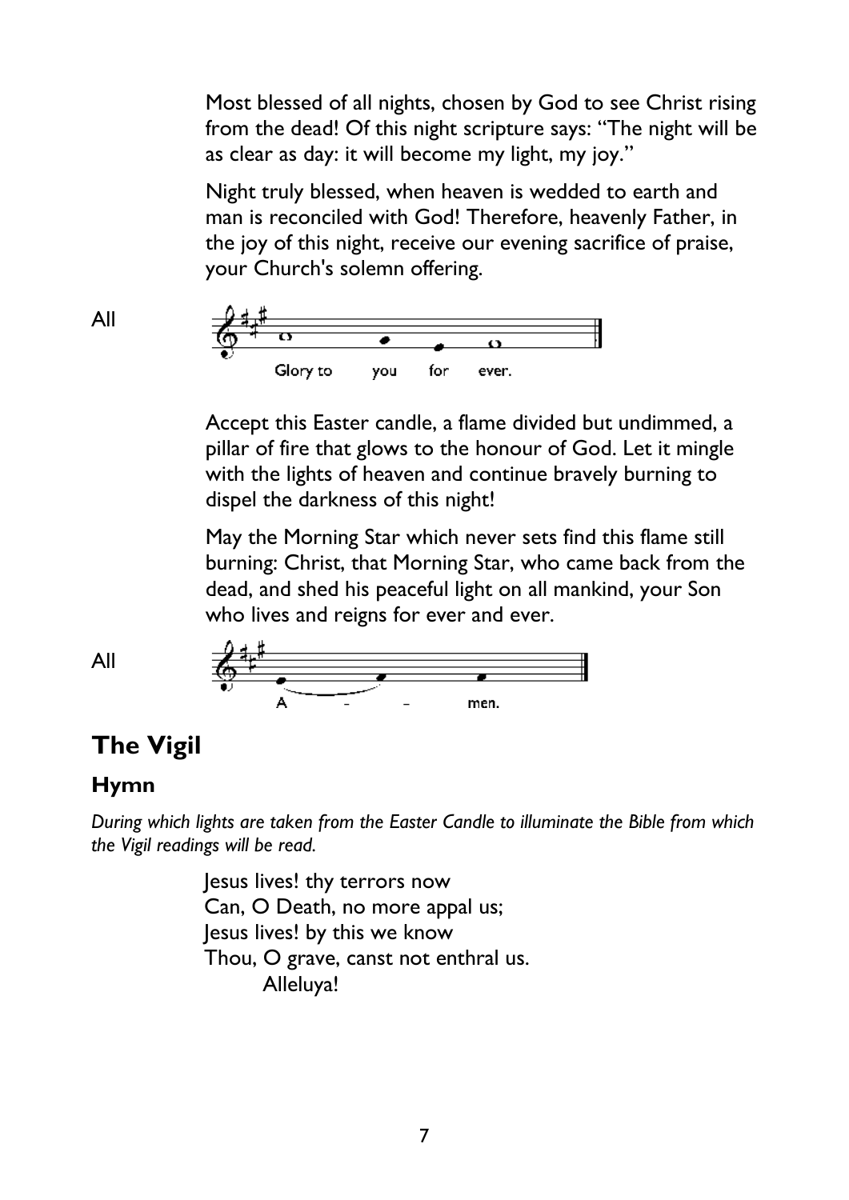Most blessed of all nights, chosen by God to see Christ rising from the dead! Of this night scripture says: "The night will be as clear as day: it will become my light, my joy."

Night truly blessed, when heaven is wedded to earth and man is reconciled with God! Therefore, heavenly Father, in the joy of this night, receive our evening sacrifice of praise, your Church's solemn offering.

All

Glory to you for ever.

Accept this Easter candle, a flame divided but undimmed, a pillar of fire that glows to the honour of God. Let it mingle with the lights of heaven and continue bravely burning to dispel the darkness of this night!

May the Morning Star which never sets find this flame still burning: Christ, that Morning Star, who came back from the dead, and shed his peaceful light on all mankind, your Son who lives and reigns for ever and ever.

All

A - - men.

## The Vigil

### Hymn

*During which lights are taken from the Easter Candle to illuminate the Bible from which the Vigil readings will be read.*

Jesus lives! thy terrors now
Can, O Death, no more appal us;
Jesus lives! by this we know
Thou, O grave, canst not enthral us.
Alleluya!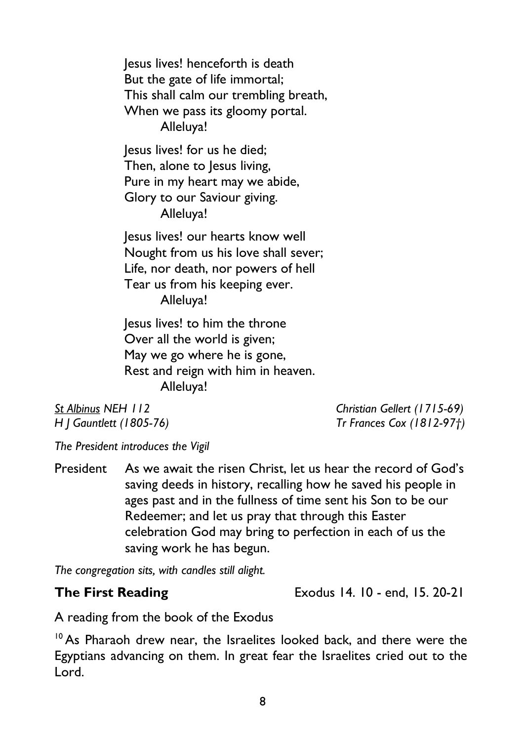Jesus lives! henceforth is death  
But the gate of life immortal;  
This shall calm our trembling breath,  
When we pass its gloomy portal.  
    Alleluya!

Jesus lives! for us he died;  
Then, alone to Jesus living,  
Pure in my heart may we abide,  
Glory to our Saviour giving.  
    Alleluya!

Jesus lives! our hearts know well  
Nought from us his love shall sever;  
Life, nor death, nor powers of hell  
Tear us from his keeping ever.  
    Alleluya!

Jesus lives! to him the throne  
Over all the world is given;  
May we go where he is gone,  
Rest and reign with him in heaven.  
    Alleluya!

*St Albinus NEH 112* — *Christian Gellert (1715-69)*  
*H J Gauntlett (1805-76)* — *Tr Frances Cox (1812-97†)*

*The President introduces the Vigil*

President — As we await the risen Christ, let us hear the record of God's saving deeds in history, recalling how he saved his people in ages past and in the fullness of time sent his Son to be our Redeemer; and let us pray that through this Easter celebration God may bring to perfection in each of us the saving work he has begun.

*The congregation sits, with candles still alight.*

**The First Reading** — Exodus 14. 10 - end, 15. 20-21

A reading from the book of the Exodus

[10] As Pharaoh drew near, the Israelites looked back, and there were the Egyptians advancing on them. In great fear the Israelites cried out to the Lord.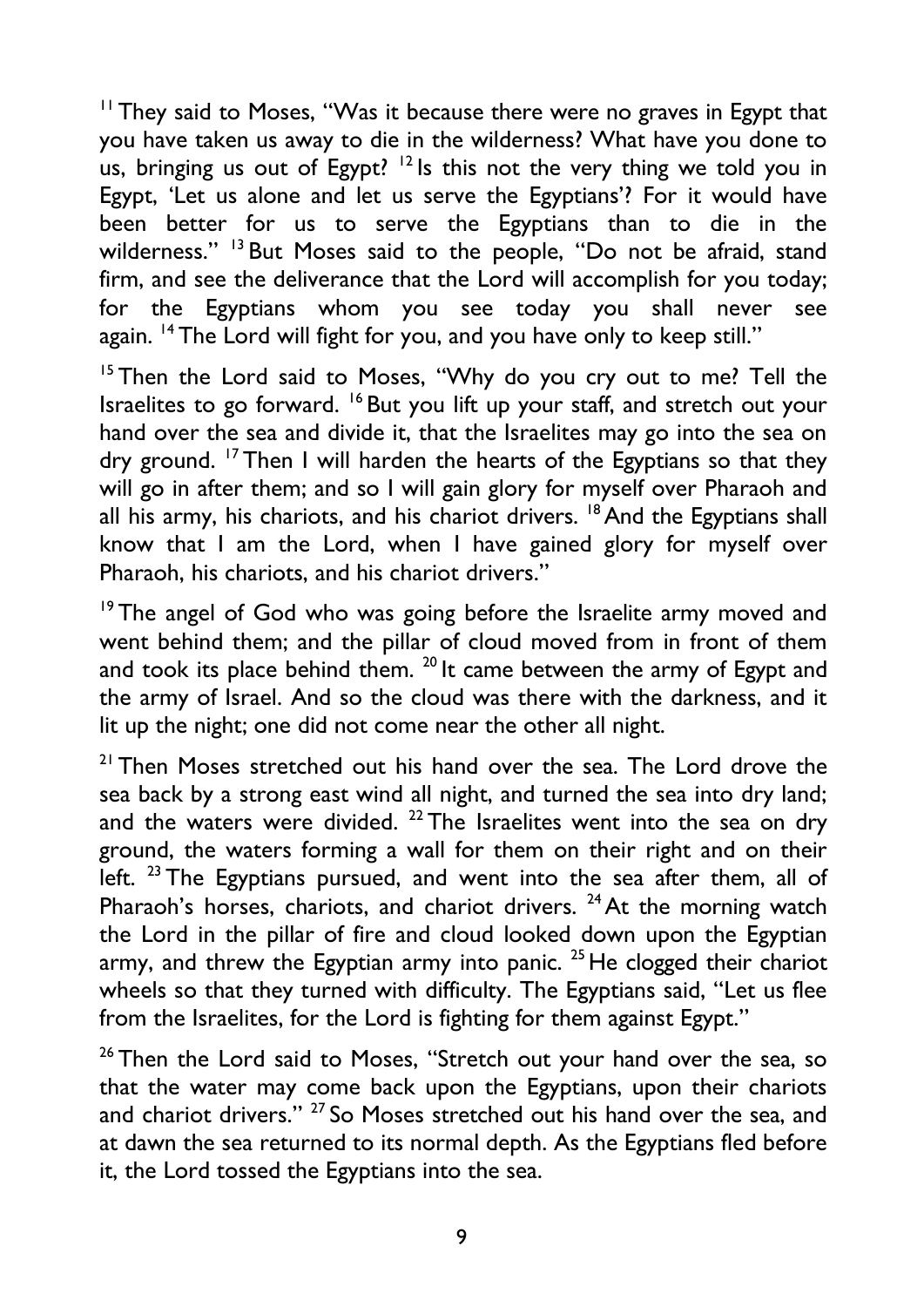[11] They said to Moses, "Was it because there were no graves in Egypt that you have taken us away to die in the wilderness? What have you done to us, bringing us out of Egypt? [12] Is this not the very thing we told you in Egypt, 'Let us alone and let us serve the Egyptians'? For it would have been better for us to serve the Egyptians than to die in the wilderness." [13] But Moses said to the people, "Do not be afraid, stand firm, and see the deliverance that the Lord will accomplish for you today; for the Egyptians whom you see today you shall never see again. [14] The Lord will fight for you, and you have only to keep still."

[15] Then the Lord said to Moses, "Why do you cry out to me? Tell the Israelites to go forward. [16] But you lift up your staff, and stretch out your hand over the sea and divide it, that the Israelites may go into the sea on dry ground. [17] Then I will harden the hearts of the Egyptians so that they will go in after them; and so I will gain glory for myself over Pharaoh and all his army, his chariots, and his chariot drivers. [18] And the Egyptians shall know that I am the Lord, when I have gained glory for myself over Pharaoh, his chariots, and his chariot drivers."

[19] The angel of God who was going before the Israelite army moved and went behind them; and the pillar of cloud moved from in front of them and took its place behind them. [20] It came between the army of Egypt and the army of Israel. And so the cloud was there with the darkness, and it lit up the night; one did not come near the other all night.

[21] Then Moses stretched out his hand over the sea. The Lord drove the sea back by a strong east wind all night, and turned the sea into dry land; and the waters were divided. [22] The Israelites went into the sea on dry ground, the waters forming a wall for them on their right and on their left. [23] The Egyptians pursued, and went into the sea after them, all of Pharaoh's horses, chariots, and chariot drivers. [24] At the morning watch the Lord in the pillar of fire and cloud looked down upon the Egyptian army, and threw the Egyptian army into panic. [25] He clogged their chariot wheels so that they turned with difficulty. The Egyptians said, "Let us flee from the Israelites, for the Lord is fighting for them against Egypt."

[26] Then the Lord said to Moses, "Stretch out your hand over the sea, so that the water may come back upon the Egyptians, upon their chariots and chariot drivers." [27] So Moses stretched out his hand over the sea, and at dawn the sea returned to its normal depth. As the Egyptians fled before it, the Lord tossed the Egyptians into the sea.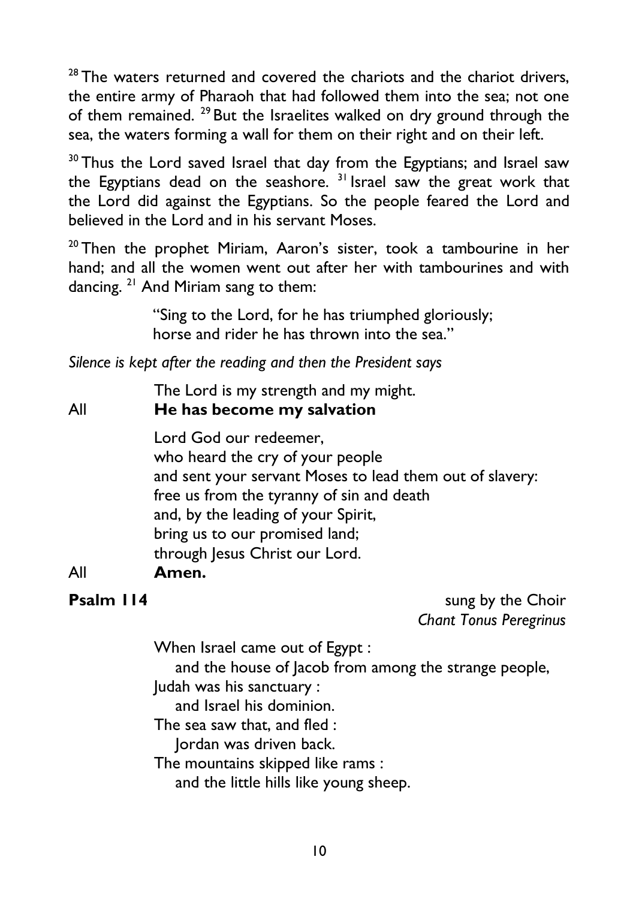[28] The waters returned and covered the chariots and the chariot drivers, the entire army of Pharaoh that had followed them into the sea; not one of them remained. [29] But the Israelites walked on dry ground through the sea, the waters forming a wall for them on their right and on their left.

[30] Thus the Lord saved Israel that day from the Egyptians; and Israel saw the Egyptians dead on the seashore. [31] Israel saw the great work that the Lord did against the Egyptians. So the people feared the Lord and believed in the Lord and in his servant Moses.

[20] Then the prophet Miriam, Aaron's sister, took a tambourine in her hand; and all the women went out after her with tambourines and with dancing. [21] And Miriam sang to them:

> "Sing to the Lord, for he has triumphed gloriously;
> horse and rider he has thrown into the sea."

*Silence is kept after the reading and then the President says*

The Lord is my strength and my might.
All **He has become my salvation**

Lord God our redeemer,
who heard the cry of your people
and sent your servant Moses to lead them out of slavery:
free us from the tyranny of sin and death
and, by the leading of your Spirit,
bring us to our promised land;
through Jesus Christ our Lord.
All **Amen.**

**Psalm 114** sung by the Choir
*Chant Tonus Peregrinus*

When Israel came out of Egypt :
  and the house of Jacob from among the strange people,
Judah was his sanctuary :
  and Israel his dominion.
The sea saw that, and fled :
  Jordan was driven back.
The mountains skipped like rams :
  and the little hills like young sheep.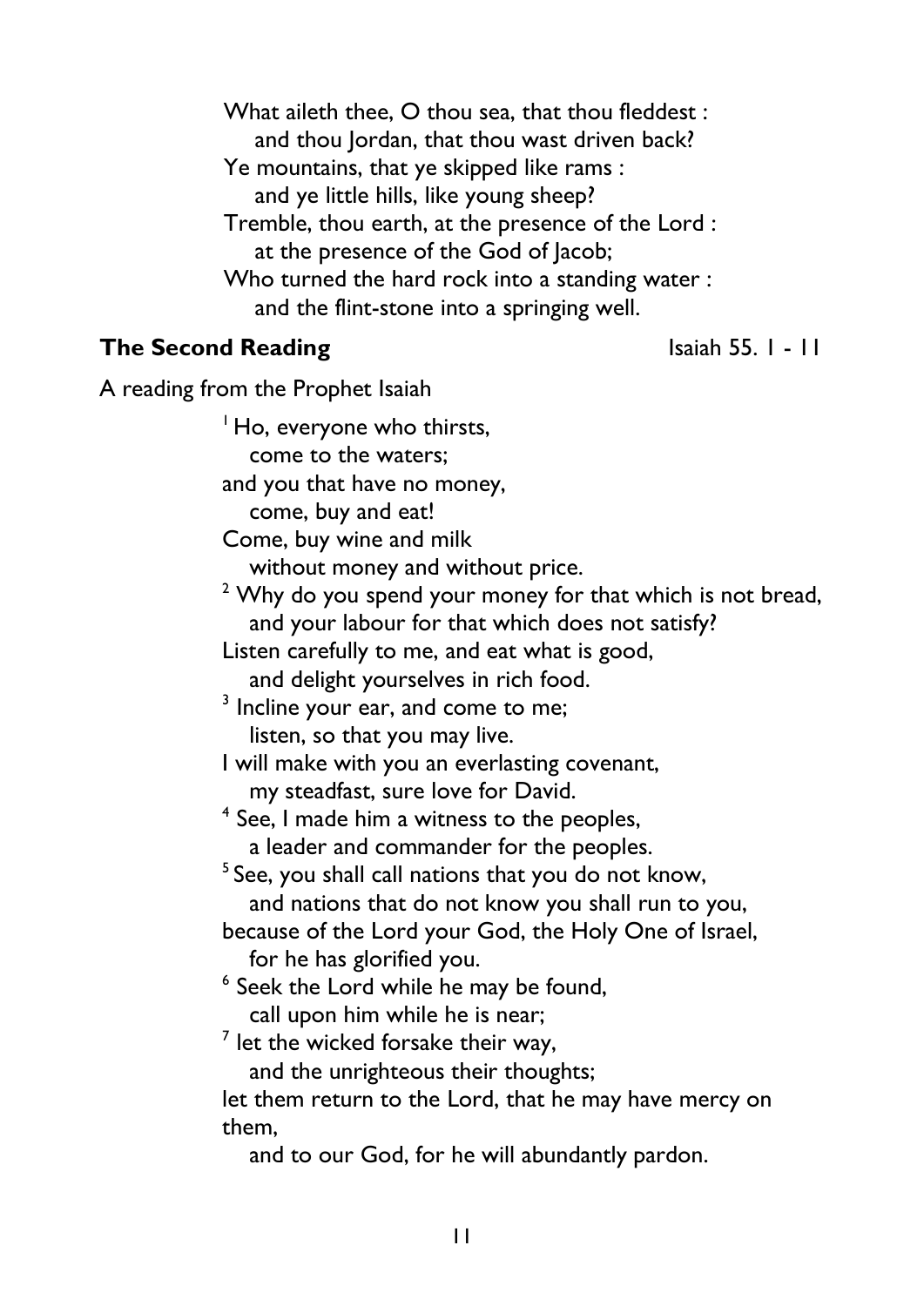What aileth thee, O thou sea, that thou fleddest :
  and thou Jordan, that thou wast driven back?
Ye mountains, that ye skipped like rams :
  and ye little hills, like young sheep?
Tremble, thou earth, at the presence of the Lord :
  at the presence of the God of Jacob;
Who turned the hard rock into a standing water :
  and the flint-stone into a springing well.

**The Second Reading** Isaiah 55. 1 - 11

A reading from the Prophet Isaiah

[1] Ho, everyone who thirsts,
  come to the waters;
and you that have no money,
  come, buy and eat!
Come, buy wine and milk
  without money and without price.
[2] Why do you spend your money for that which is not bread,
  and your labour for that which does not satisfy?
Listen carefully to me, and eat what is good,
  and delight yourselves in rich food.
[3] Incline your ear, and come to me;
  listen, so that you may live.
I will make with you an everlasting covenant,
  my steadfast, sure love for David.
[4] See, I made him a witness to the peoples,
  a leader and commander for the peoples.
[5] See, you shall call nations that you do not know,
  and nations that do not know you shall run to you,
because of the Lord your God, the Holy One of Israel,
  for he has glorified you.
[6] Seek the Lord while he may be found,
  call upon him while he is near;
[7] let the wicked forsake their way,
  and the unrighteous their thoughts;
let them return to the Lord, that he may have mercy on them,
  and to our God, for he will abundantly pardon.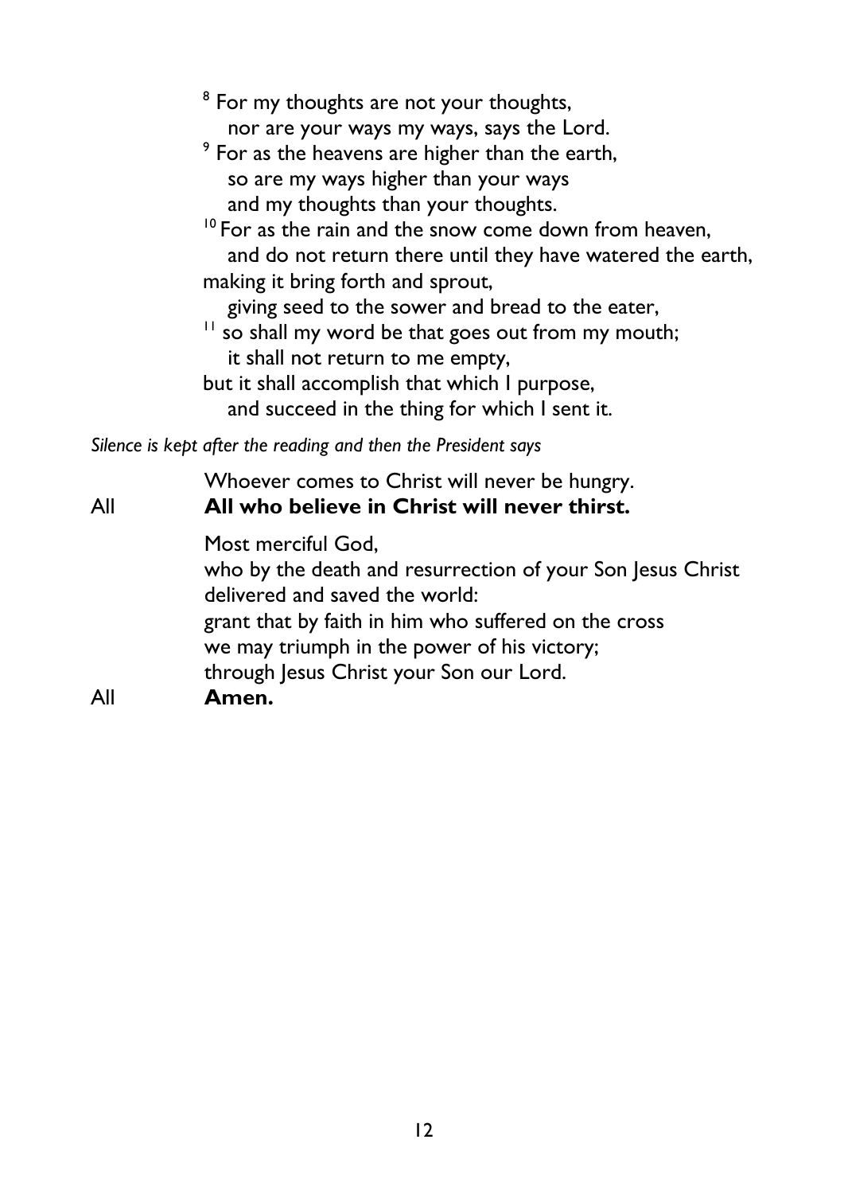[8] For my thoughts are not your thoughts,
  nor are your ways my ways, says the Lord.
[9] For as the heavens are higher than the earth,
  so are my ways higher than your ways
  and my thoughts than your thoughts.
[10] For as the rain and the snow come down from heaven,
  and do not return there until they have watered the earth,
making it bring forth and sprout,
  giving seed to the sower and bread to the eater,
[11] so shall my word be that goes out from my mouth;
  it shall not return to me empty,
but it shall accomplish that which I purpose,
  and succeed in the thing for which I sent it.

*Silence is kept after the reading and then the President says*

Whoever comes to Christ will never be hungry.
All **All who believe in Christ will never thirst.**

Most merciful God,
who by the death and resurrection of your Son Jesus Christ
delivered and saved the world:
grant that by faith in him who suffered on the cross
we may triumph in the power of his victory;
through Jesus Christ your Son our Lord.
All **Amen.**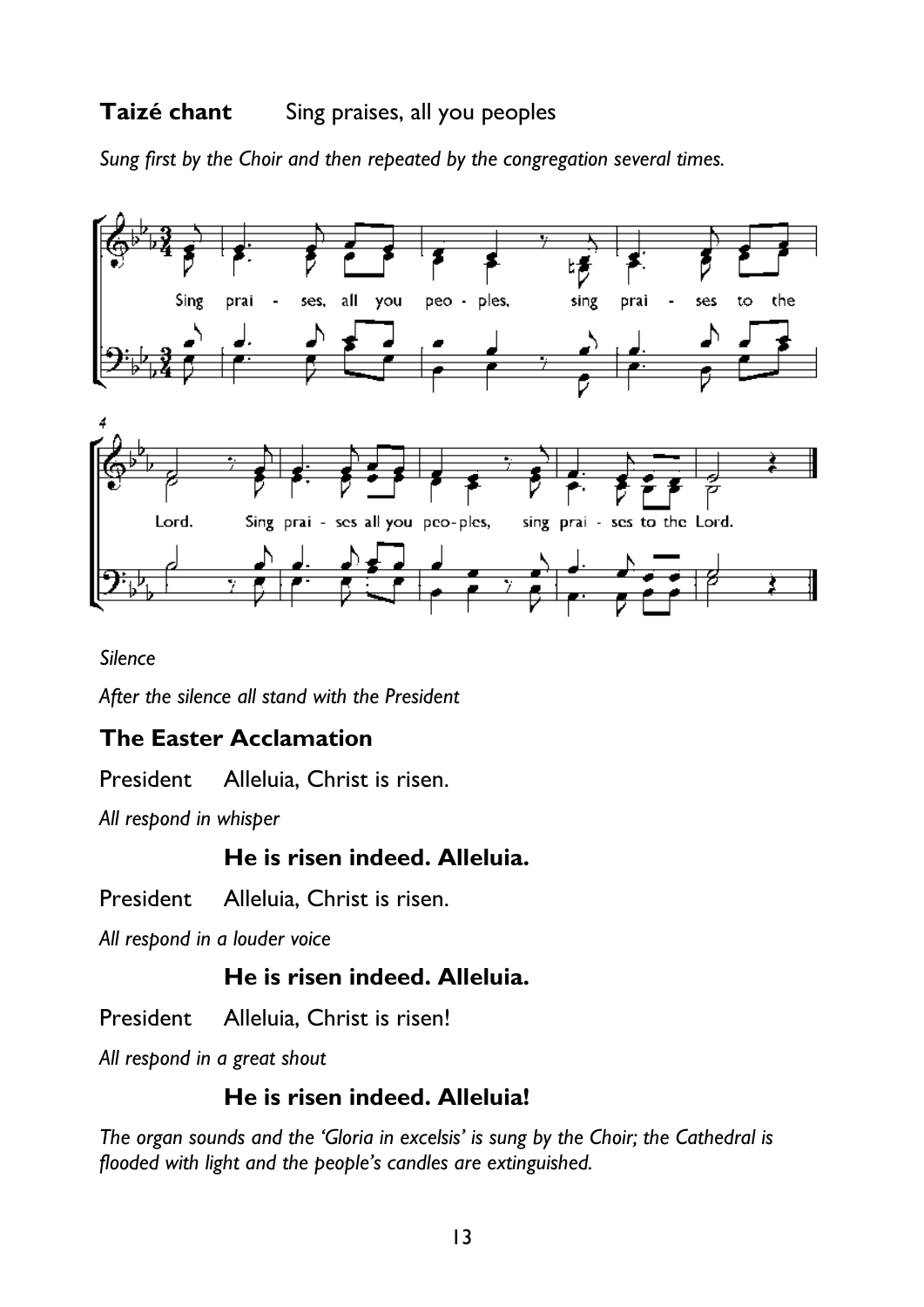**Taizé chant** Sing praises, all you peoples

*Sung first by the Choir and then repeated by the congregation several times.*

Sing praises, all you peoples, sing praises to the Lord. Sing praises all you peoples, sing praises to the Lord.

*Silence*

*After the silence all stand with the President*

## The Easter Acclamation

President Alleluia, Christ is risen.

*All respond in whisper*

**He is risen indeed. Alleluia.**

President Alleluia, Christ is risen.

*All respond in a louder voice*

**He is risen indeed. Alleluia.**

President Alleluia, Christ is risen!

*All respond in a great shout*

**He is risen indeed. Alleluia!**

*The organ sounds and the 'Gloria in excelsis' is sung by the Choir; the Cathedral is flooded with light and the people's candles are extinguished.*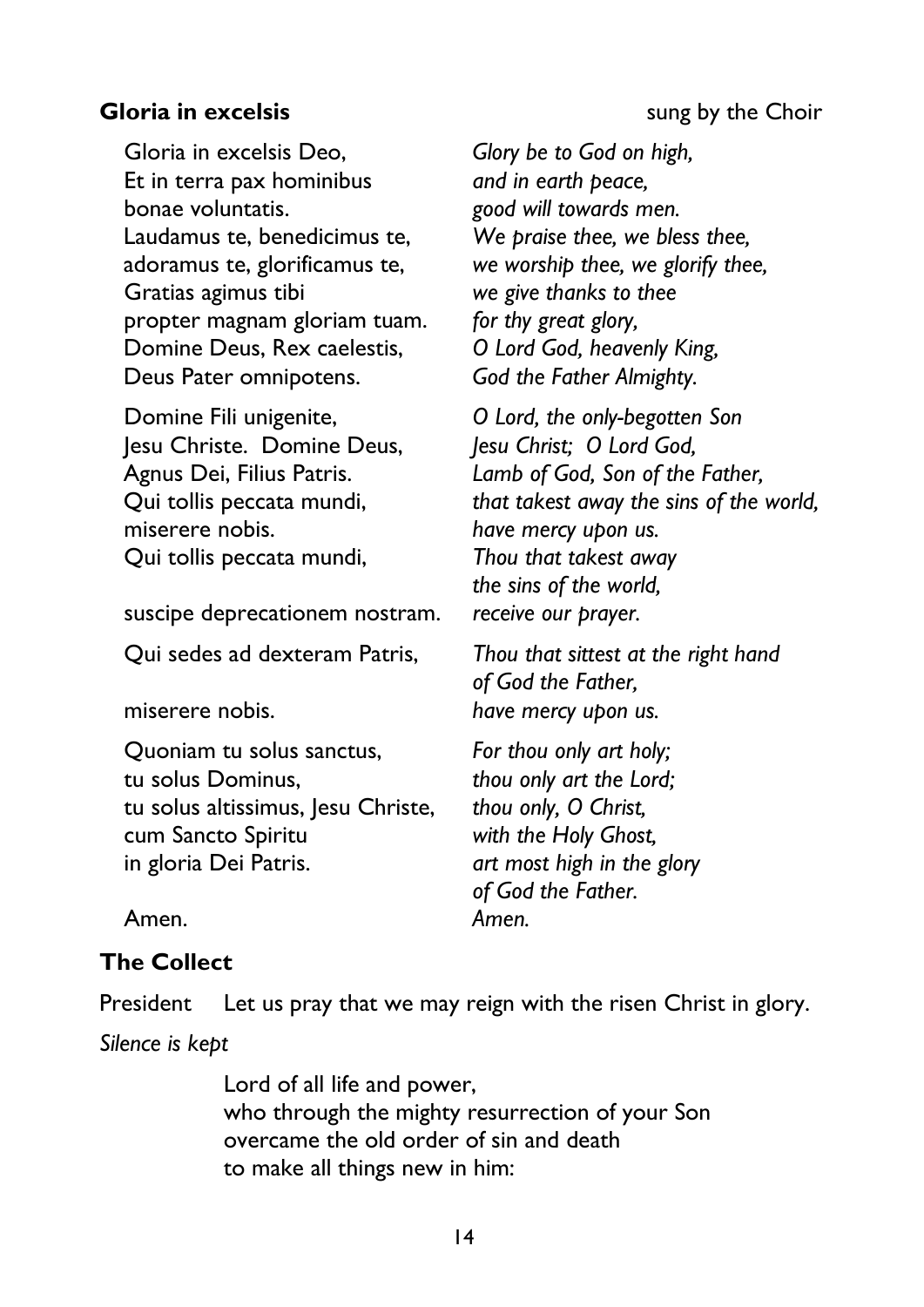**Gloria in excelsis** sung by the Choir

| | |
|---|---|
| Gloria in excelsis Deo, | *Glory be to God on high,* |
| Et in terra pax hominibus | *and in earth peace,* |
| bonae voluntatis. | *good will towards men.* |
| Laudamus te, benedicimus te, | *We praise thee, we bless thee,* |
| adoramus te, glorificamus te, | *we worship thee, we glorify thee,* |
| Gratias agimus tibi | *we give thanks to thee* |
| propter magnam gloriam tuam. | *for thy great glory,* |
| Domine Deus, Rex caelestis, | *O Lord God, heavenly King,* |
| Deus Pater omnipotens. | *God the Father Almighty.* |
| Domine Fili unigenite, | *O Lord, the only-begotten Son* |
| Jesu Christe. Domine Deus, | *Jesu Christ; O Lord God,* |
| Agnus Dei, Filius Patris. | *Lamb of God, Son of the Father,* |
| Qui tollis peccata mundi, | *that takest away the sins of the world,* |
| miserere nobis. | *have mercy upon us.* |
| Qui tollis peccata mundi, | *Thou that takest away the sins of the world,* |
| suscipe deprecationem nostram. | *receive our prayer.* |
| Qui sedes ad dexteram Patris, | *Thou that sittest at the right hand of God the Father,* |
| miserere nobis. | *have mercy upon us.* |
| Quoniam tu solus sanctus, | *For thou only art holy;* |
| tu solus Dominus, | *thou only art the Lord;* |
| tu solus altissimus, Jesu Christe, | *thou only, O Christ,* |
| cum Sancto Spiritu | *with the Holy Ghost,* |
| in gloria Dei Patris. | *art most high in the glory of God the Father.* |
| Amen. | *Amen.* |

## The Collect

President Let us pray that we may reign with the risen Christ in glory.

*Silence is kept*

Lord of all life and power,
who through the mighty resurrection of your Son
overcame the old order of sin and death
to make all things new in him: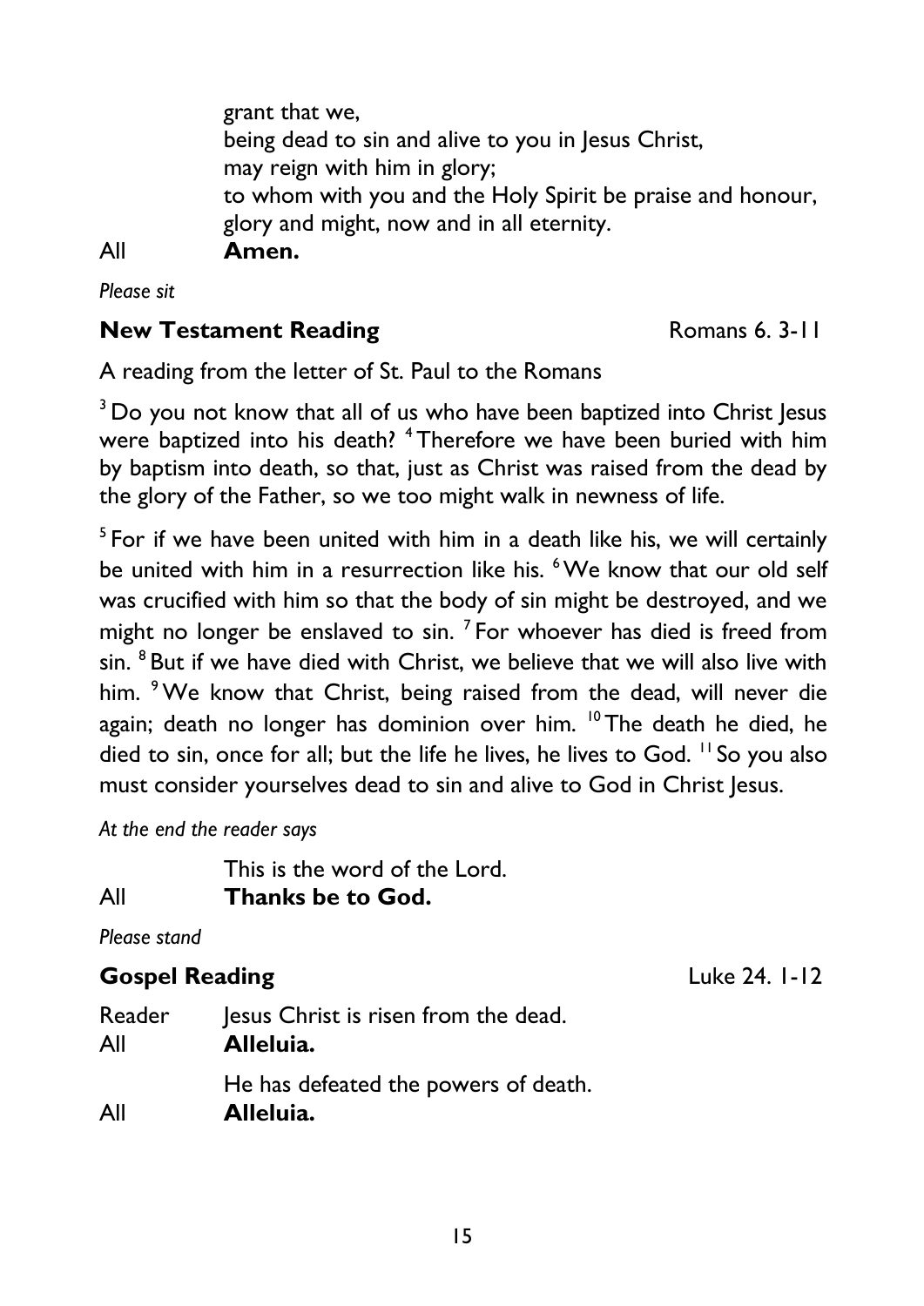grant that we,
being dead to sin and alive to you in Jesus Christ,
may reign with him in glory;
to whom with you and the Holy Spirit be praise and honour,
glory and might, now and in all eternity.

All **Amen.**

*Please sit*

### **New Testament Reading** Romans 6. 3-11

A reading from the letter of St. Paul to the Romans

[3] Do you not know that all of us who have been baptized into Christ Jesus were baptized into his death? [4] Therefore we have been buried with him by baptism into death, so that, just as Christ was raised from the dead by the glory of the Father, so we too might walk in newness of life.

[5] For if we have been united with him in a death like his, we will certainly be united with him in a resurrection like his. [6] We know that our old self was crucified with him so that the body of sin might be destroyed, and we might no longer be enslaved to sin. [7] For whoever has died is freed from sin. [8] But if we have died with Christ, we believe that we will also live with him. [9] We know that Christ, being raised from the dead, will never die again; death no longer has dominion over him. [10] The death he died, he died to sin, once for all; but the life he lives, he lives to God. [11] So you also must consider yourselves dead to sin and alive to God in Christ Jesus.

*At the end the reader says*

This is the word of the Lord.

All **Thanks be to God.**

*Please stand*

### **Gospel Reading** Luke 24. 1-12

Reader Jesus Christ is risen from the dead.

All **Alleluia.**

He has defeated the powers of death.

All **Alleluia.**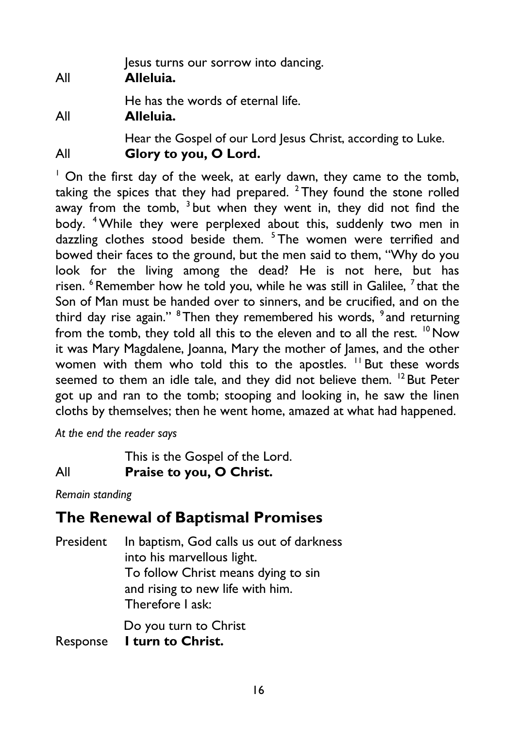Jesus turns our sorrow into dancing.

All **Alleluia.**

He has the words of eternal life.

All **Alleluia.**

Hear the Gospel of our Lord Jesus Christ, according to Luke.

All **Glory to you, O Lord.**

[1] On the first day of the week, at early dawn, they came to the tomb, taking the spices that they had prepared. [2] They found the stone rolled away from the tomb, [3] but when they went in, they did not find the body. [4] While they were perplexed about this, suddenly two men in dazzling clothes stood beside them. [5] The women were terrified and bowed their faces to the ground, but the men said to them, "Why do you look for the living among the dead? He is not here, but has risen. [6] Remember how he told you, while he was still in Galilee, [7] that the Son of Man must be handed over to sinners, and be crucified, and on the third day rise again." [8] Then they remembered his words, [9] and returning from the tomb, they told all this to the eleven and to all the rest. [10] Now it was Mary Magdalene, Joanna, Mary the mother of James, and the other women with them who told this to the apostles. [11] But these words seemed to them an idle tale, and they did not believe them. [12] But Peter got up and ran to the tomb; stooping and looking in, he saw the linen cloths by themselves; then he went home, amazed at what had happened.

*At the end the reader says*

This is the Gospel of the Lord.

All **Praise to you, O Christ.**

*Remain standing*

## The Renewal of Baptismal Promises

President In baptism, God calls us out of darkness
into his marvellous light.
To follow Christ means dying to sin
and rising to new life with him.
Therefore I ask:

Do you turn to Christ

Response **I turn to Christ.**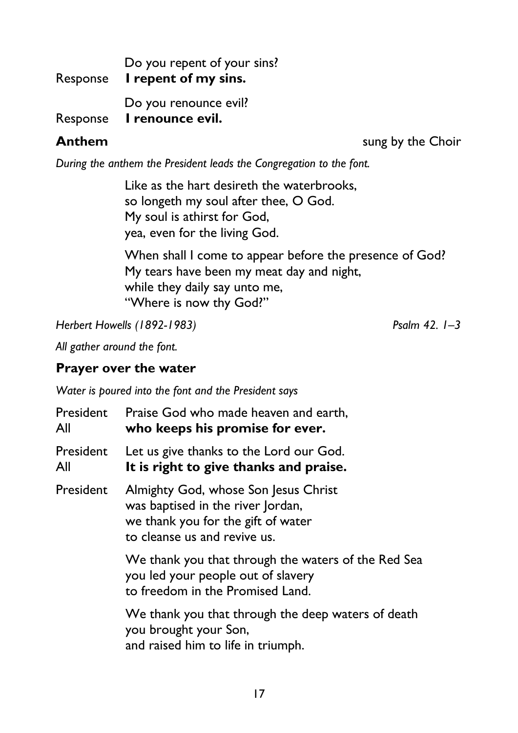Do you repent of your sins?

Response **I repent of my sins.**

Do you renounce evil?

Response **I renounce evil.**

**Anthem** sung by the Choir

*During the anthem the President leads the Congregation to the font.*

Like as the hart desireth the waterbrooks,
so longeth my soul after thee, O God.
My soul is athirst for God,
yea, even for the living God.

When shall I come to appear before the presence of God?
My tears have been my meat day and night,
while they daily say unto me,
"Where is now thy God?"

*Herbert Howells (1892-1983)* *Psalm 42. 1–3*

*All gather around the font.*

### Prayer over the water

*Water is poured into the font and the President says*

President Praise God who made heaven and earth,
All **who keeps his promise for ever.**

President Let us give thanks to the Lord our God.
All **It is right to give thanks and praise.**

President Almighty God, whose Son Jesus Christ
was baptised in the river Jordan,
we thank you for the gift of water
to cleanse us and revive us.

We thank you that through the waters of the Red Sea
you led your people out of slavery
to freedom in the Promised Land.

We thank you that through the deep waters of death
you brought your Son,
and raised him to life in triumph.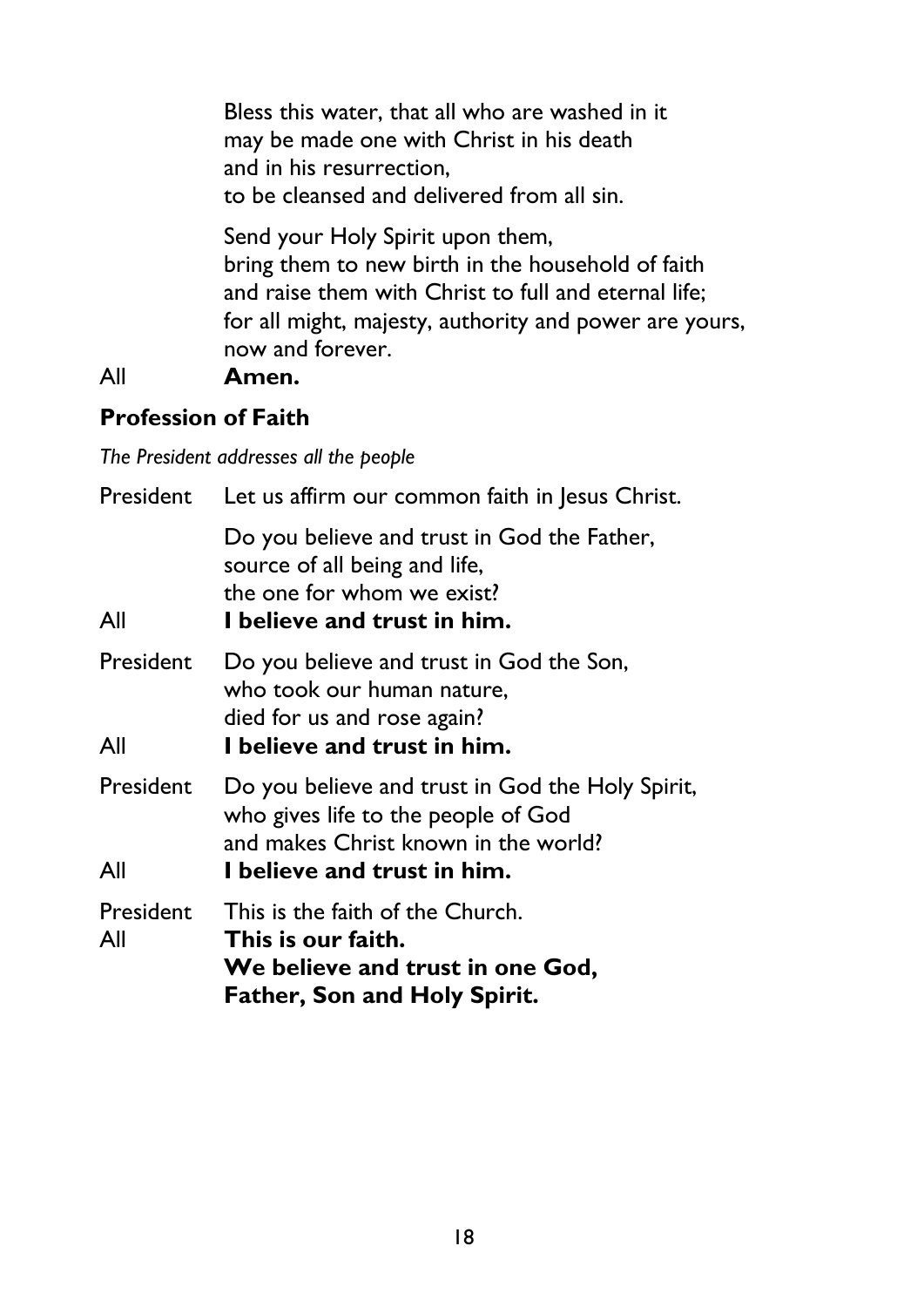Bless this water, that all who are washed in it
may be made one with Christ in his death
and in his resurrection,
to be cleansed and delivered from all sin.

Send your Holy Spirit upon them,
bring them to new birth in the household of faith
and raise them with Christ to full and eternal life;
for all might, majesty, authority and power are yours,
now and forever.

All **Amen.**

## Profession of Faith

*The President addresses all the people*

President Let us affirm our common faith in Jesus Christ.

Do you believe and trust in God the Father,
source of all being and life,
the one for whom we exist?

All **I believe and trust in him.**

President Do you believe and trust in God the Son,
who took our human nature,
died for us and rose again?

All **I believe and trust in him.**

President Do you believe and trust in God the Holy Spirit,
who gives life to the people of God
and makes Christ known in the world?

All **I believe and trust in him.**

President This is the faith of the Church.

All **This is our faith.**
**We believe and trust in one God,**
**Father, Son and Holy Spirit.**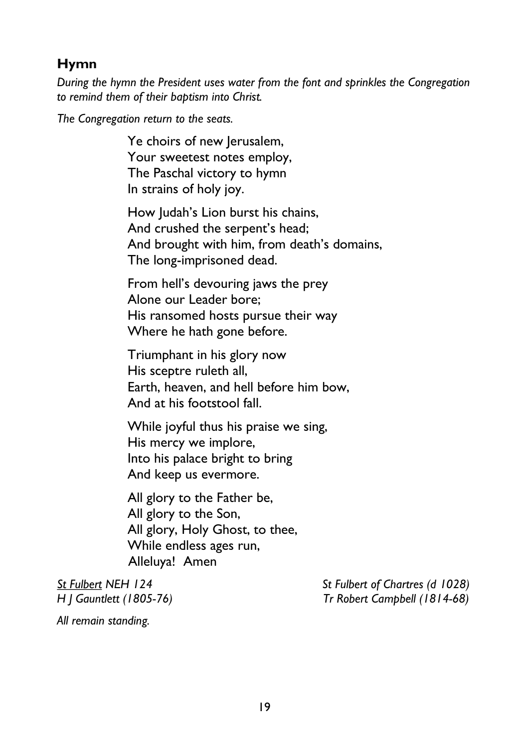## Hymn

*During the hymn the President uses water from the font and sprinkles the Congregation to remind them of their baptism into Christ.*

*The Congregation return to the seats.*

Ye choirs of new Jerusalem,
Your sweetest notes employ,
The Paschal victory to hymn
In strains of holy joy.

How Judah's Lion burst his chains,
And crushed the serpent's head;
And brought with him, from death's domains,
The long-imprisoned dead.

From hell's devouring jaws the prey
Alone our Leader bore;
His ransomed hosts pursue their way
Where he hath gone before.

Triumphant in his glory now
His sceptre ruleth all,
Earth, heaven, and hell before him bow,
And at his footstool fall.

While joyful thus his praise we sing,
His mercy we implore,
Into his palace bright to bring
And keep us evermore.

All glory to the Father be,
All glory to the Son,
All glory, Holy Ghost, to thee,
While endless ages run,
Alleluya! Amen

*St Fulbert NEH 124* — *St Fulbert of Chartres (d 1028)*
*H J Gauntlett (1805-76)* — *Tr Robert Campbell (1814-68)*

*All remain standing.*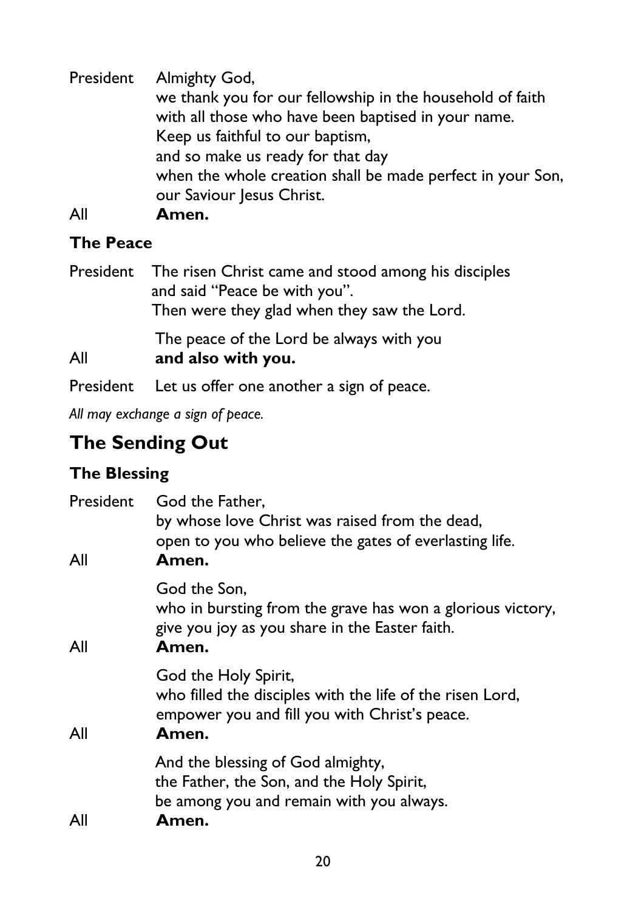President Almighty God,
we thank you for our fellowship in the household of faith
with all those who have been baptised in your name.
Keep us faithful to our baptism,
and so make us ready for that day
when the whole creation shall be made perfect in your Son,
our Saviour Jesus Christ.

All **Amen.**

### The Peace

President The risen Christ came and stood among his disciples
and said "Peace be with you".
Then were they glad when they saw the Lord.

The peace of the Lord be always with you

All **and also with you.**

President Let us offer one another a sign of peace.

*All may exchange a sign of peace.*

## The Sending Out

### The Blessing

President God the Father,
by whose love Christ was raised from the dead,
open to you who believe the gates of everlasting life.

All **Amen.**

God the Son,
who in bursting from the grave has won a glorious victory,
give you joy as you share in the Easter faith.

All **Amen.**

God the Holy Spirit,
who filled the disciples with the life of the risen Lord,
empower you and fill you with Christ's peace.

All **Amen.**

And the blessing of God almighty,
the Father, the Son, and the Holy Spirit,
be among you and remain with you always.

All **Amen.**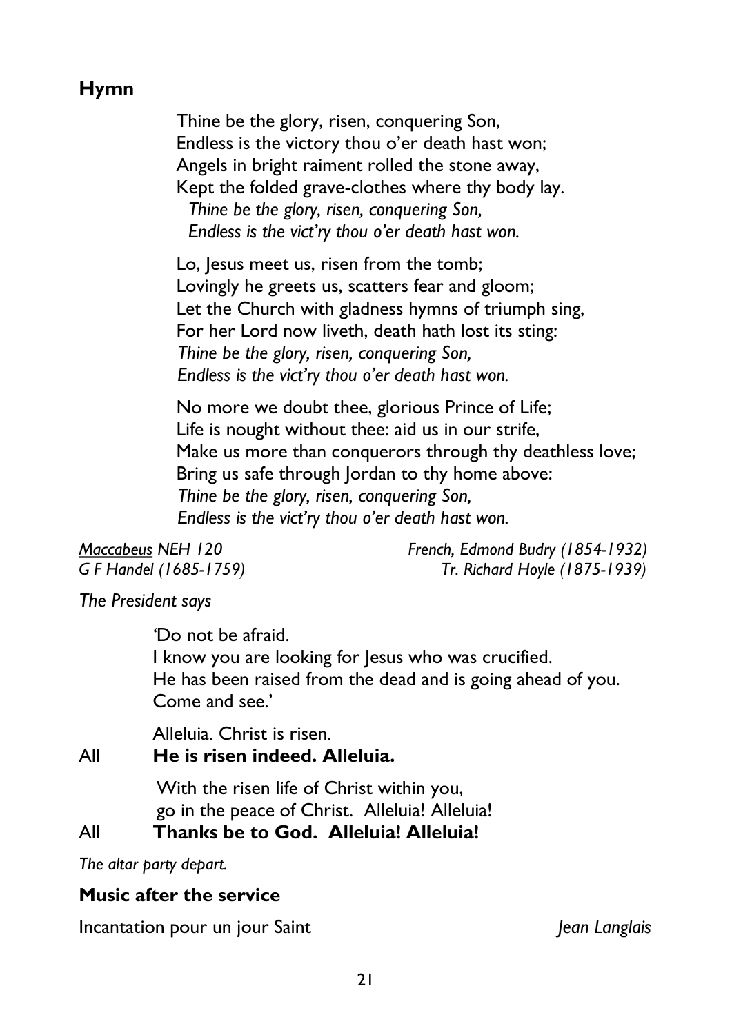## Hymn

Thine be the glory, risen, conquering Son,
Endless is the victory thou o'er death hast won;
Angels in bright raiment rolled the stone away,
Kept the folded grave-clothes where thy body lay.
*Thine be the glory, risen, conquering Son,*
*Endless is the vict'ry thou o'er death hast won.*

Lo, Jesus meet us, risen from the tomb;
Lovingly he greets us, scatters fear and gloom;
Let the Church with gladness hymns of triumph sing,
For her Lord now liveth, death hath lost its sting:
*Thine be the glory, risen, conquering Son,*
*Endless is the vict'ry thou o'er death hast won.*

No more we doubt thee, glorious Prince of Life;
Life is nought without thee: aid us in our strife,
Make us more than conquerors through thy deathless love;
Bring us safe through Jordan to thy home above:
*Thine be the glory, risen, conquering Son,*
*Endless is the vict'ry thou o'er death hast won.*

*Maccabeus NEH 120* — *French, Edmond Budry (1854-1932)*
*G F Handel (1685-1759)* — *Tr. Richard Hoyle (1875-1939)*

*The President says*

'Do not be afraid.
I know you are looking for Jesus who was crucified.
He has been raised from the dead and is going ahead of you.
Come and see.'

Alleluia. Christ is risen.

All **He is risen indeed. Alleluia.**

With the risen life of Christ within you,
go in the peace of Christ. Alleluia! Alleluia!

All **Thanks be to God. Alleluia! Alleluia!**

*The altar party depart.*

## Music after the service

Incantation pour un jour Saint — *Jean Langlais*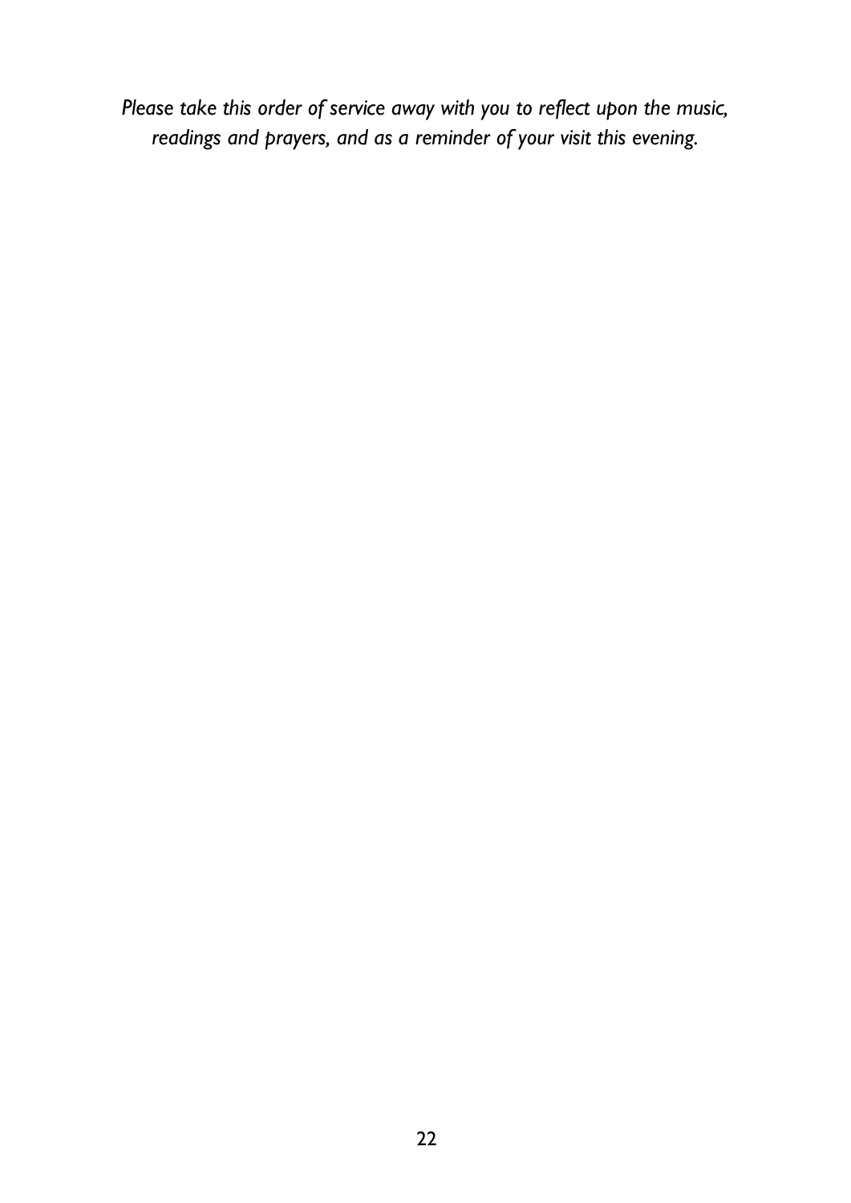*Please take this order of service away with you to reflect upon the music, readings and prayers, and as a reminder of your visit this evening.*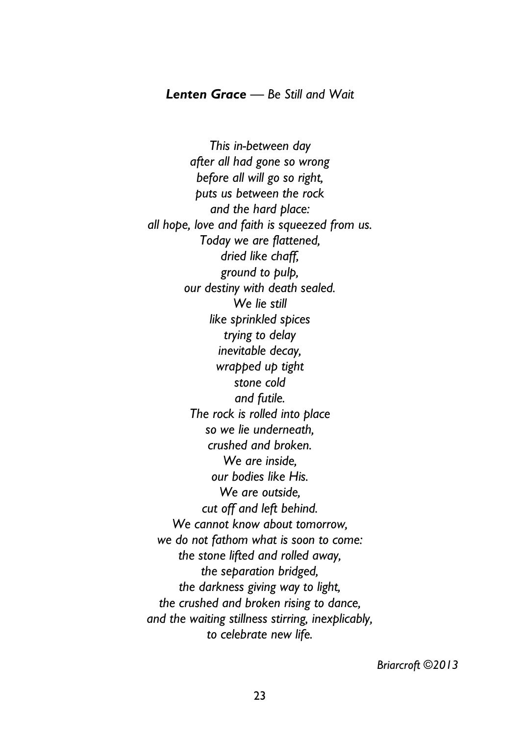***Lenten Grace*** *— Be Still and Wait*

*This in-between day*
*after all had gone so wrong*
*before all will go so right,*
*puts us between the rock*
*and the hard place:*
*all hope, love and faith is squeezed from us.*
*Today we are flattened,*
*dried like chaff,*
*ground to pulp,*
*our destiny with death sealed.*
*We lie still*
*like sprinkled spices*
*trying to delay*
*inevitable decay,*
*wrapped up tight*
*stone cold*
*and futile.*
*The rock is rolled into place*
*so we lie underneath,*
*crushed and broken.*
*We are inside,*
*our bodies like His.*
*We are outside,*
*cut off and left behind.*
*We cannot know about tomorrow,*
*we do not fathom what is soon to come:*
*the stone lifted and rolled away,*
*the separation bridged,*
*the darkness giving way to light,*
*the crushed and broken rising to dance,*
*and the waiting stillness stirring, inexplicably,*
*to celebrate new life.*

*Briarcroft ©2013*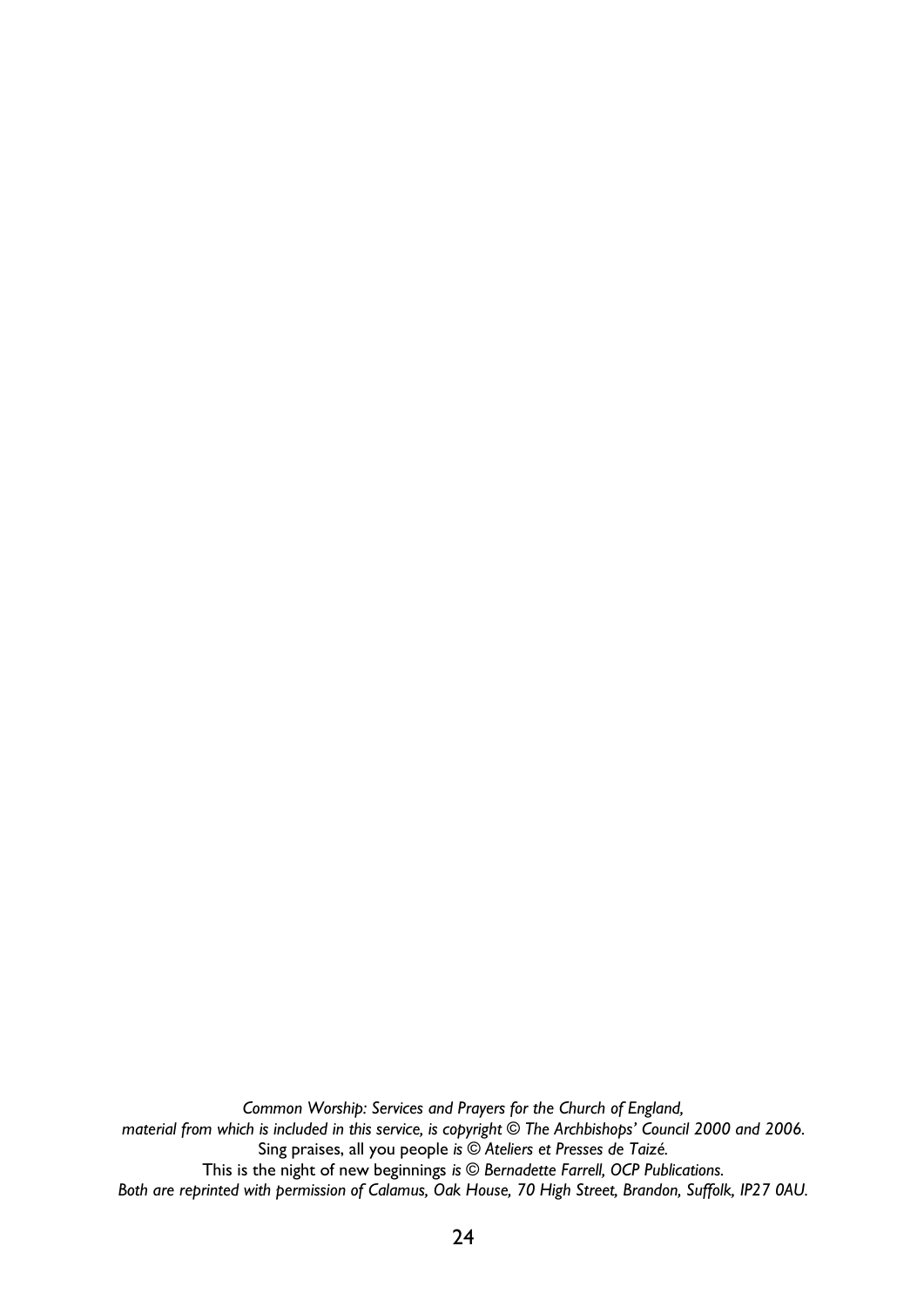*Common Worship: Services and Prayers for the Church of England,*
*material from which is included in this service, is copyright © The Archbishops' Council 2000 and 2006.*
Sing praises, all you people *is © Ateliers et Presses de Taizé.*
This is the night of new beginnings *is © Bernadette Farrell, OCP Publications.*
*Both are reprinted with permission of Calamus, Oak House, 70 High Street, Brandon, Suffolk, IP27 0AU.*